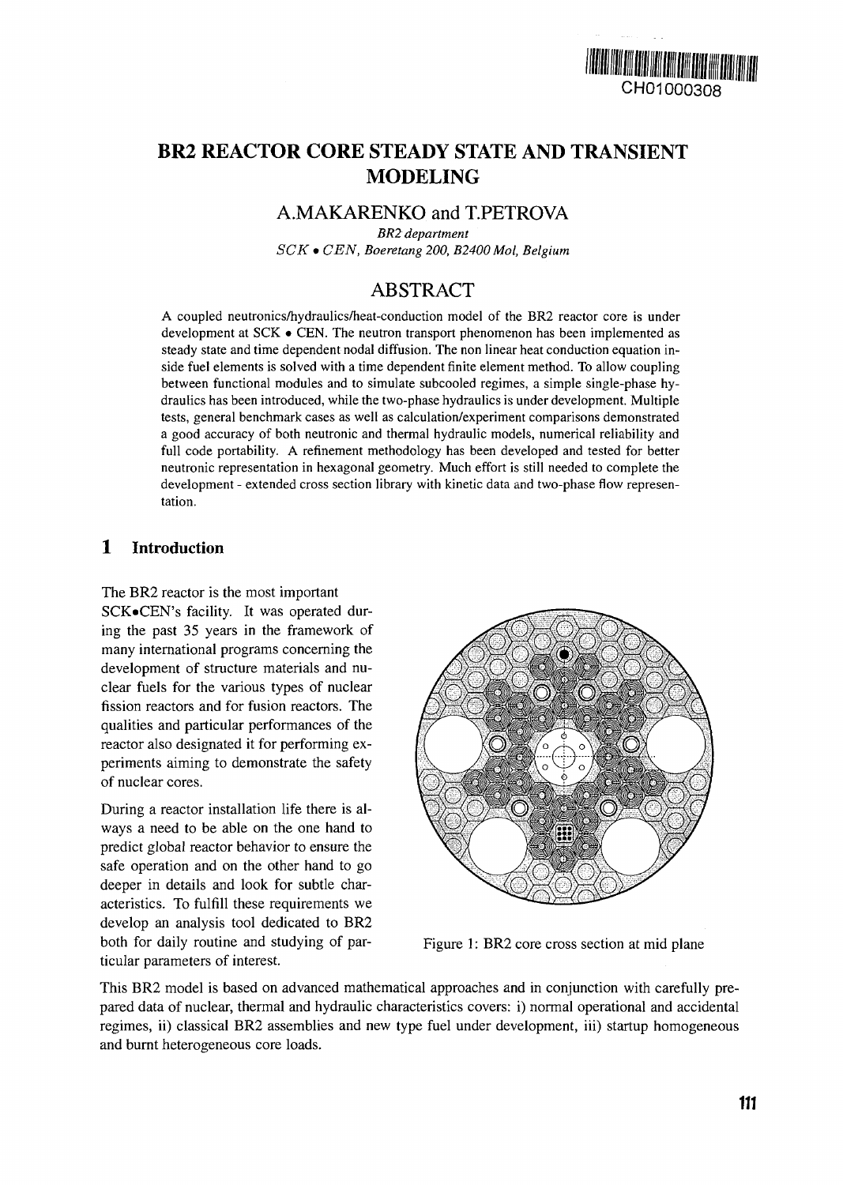# BR2 REACTOR CORE STEADY STATE AND TRANSIENT MODELING

## A.MAKARENKO and T.PETROVA

*BR2 department*
*SCK • CEN, Boeretang 200, B2400 Mol, Belgium*

## ABSTRACT

A coupled neutronics/hydraulics/heat-conduction model of the BR2 reactor core is under development at SCK • CEN. The neutron transport phenomenon has been implemented as steady state and time dependent nodal diffusion. The non linear heat conduction equation inside fuel elements is solved with a time dependent finite element method. To allow coupling between functional modules and to simulate subcooled regimes, a simple single-phase hydraulics has been introduced, while the two-phase hydraulics is under development. Multiple tests, general benchmark cases as well as calculation/experiment comparisons demonstrated a good accuracy of both neutronic and thermal hydraulic models, numerical reliability and full code portability. A refinement methodology has been developed and tested for better neutronic representation in hexagonal geometry. Much effort is still needed to complete the development - extended cross section library with kinetic data and two-phase flow representation.

## 1 Introduction

The BR2 reactor is the most important SCK•CEN's facility. It was operated during the past 35 years in the framework of many international programs concerning the development of structure materials and nuclear fuels for the various types of nuclear fission reactors and for fusion reactors. The qualities and particular performances of the reactor also designated it for performing experiments aiming to demonstrate the safety of nuclear cores.

During a reactor installation life there is always a need to be able on the one hand to predict global reactor behavior to ensure the safe operation and on the other hand to go deeper in details and look for subtle characteristics. To fulfill these requirements we develop an analysis tool dedicated to BR2 both for daily routine and studying of particular parameters of interest.

Figure 1: BR2 core cross section at mid plane

This BR2 model is based on advanced mathematical approaches and in conjunction with carefully prepared data of nuclear, thermal and hydraulic characteristics covers: i) normal operational and accidental regimes, ii) classical BR2 assemblies and new type fuel under development, iii) startup homogeneous and burnt heterogeneous core loads.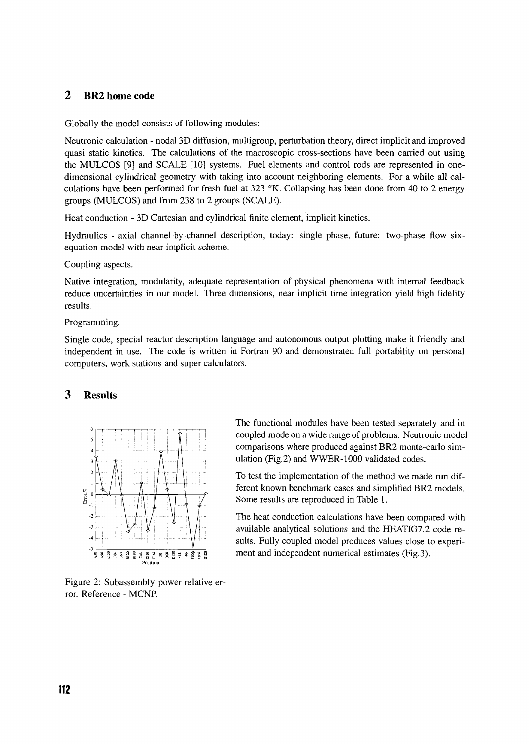## 2 BR2 home code

Globally the model consists of following modules:

Neutronic calculation - nodal 3D diffusion, multigroup, perturbation theory, direct implicit and improved quasi static kinetics. The calculations of the macroscopic cross-sections have been carried out using the MULCOS [9] and SCALE [10] systems. Fuel elements and control rods are represented in one-dimensional cylindrical geometry with taking into account neighboring elements. For a while all calculations have been performed for fresh fuel at 323 °K. Collapsing has been done from 40 to 2 energy groups (MULCOS) and from 238 to 2 groups (SCALE).

Heat conduction - 3D Cartesian and cylindrical finite element, implicit kinetics.

Hydraulics - axial channel-by-channel description, today: single phase, future: two-phase flow six-equation model with near implicit scheme.

Coupling aspects.

Native integration, modularity, adequate representation of physical phenomena with internal feedback reduce uncertainties in our model. Three dimensions, near implicit time integration yield high fidelity results.

Programming.

Single code, special reactor description language and autonomous output plotting make it friendly and independent in use. The code is written in Fortran 90 and demonstrated full portability on personal computers, work stations and super calculators.

## 3 Results

Figure 2: Subassembly power relative error. Reference - MCNP.

The functional modules have been tested separately and in coupled mode on a wide range of problems. Neutronic model comparisons where produced against BR2 monte-carlo simulation (Fig.2) and WWER-1000 validated codes.

To test the implementation of the method we made run different known benchmark cases and simplified BR2 models. Some results are reproduced in Table 1.

The heat conduction calculations have been compared with available analytical solutions and the HEATIG7.2 code results. Fully coupled model produces values close to experiment and independent numerical estimates (Fig.3).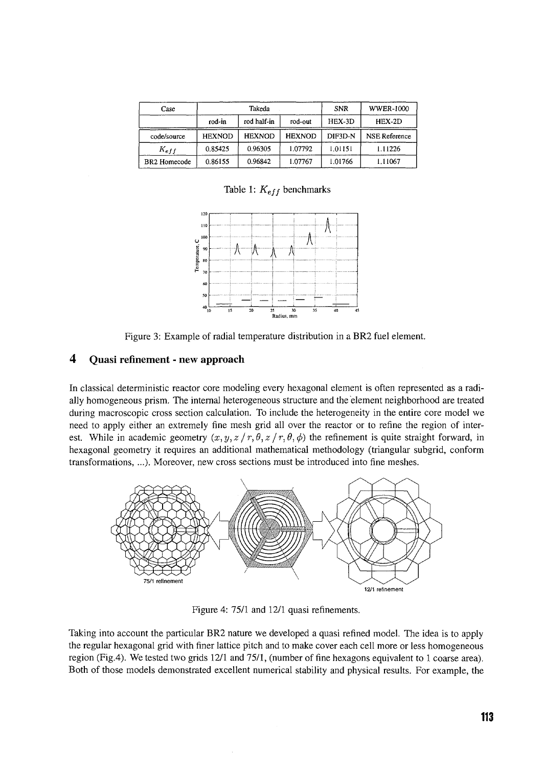| Case | Takeda | | | SNR | WWER-1000 |
|---|---|---|---|---|---|
| | rod-in | rod half-in | rod-out | HEX-3D | HEX-2D |
| code/source | HEXNOD | HEXNOD | HEXNOD | DIF3D-N | NSE Reference |
| $K_{eff}$ | 0.85425 | 0.96305 | 1.07792 | 1.01151 | 1.11226 |
| BR2 Homecode | 0.86155 | 0.96842 | 1.07767 | 1.01766 | 1.11067 |

Table 1: $K_{eff}$ benchmarks

Figure 3: Example of radial temperature distribution in a BR2 fuel element.

## 4 Quasi refinement - new approach

In classical deterministic reactor core modeling every hexagonal element is often represented as a radially homogeneous prism. The internal heterogeneous structure and the element neighborhood are treated during macroscopic cross section calculation. To include the heterogeneity in the entire core model we need to apply either an extremely fine mesh grid all over the reactor or to refine the region of interest. While in academic geometry $(x, y, z \,/\, r, \theta, z \,/\, r, \theta, \phi)$ the refinement is quite straight forward, in hexagonal geometry it requires an additional mathematical methodology (triangular subgrid, conform transformations, ...). Moreover, new cross sections must be introduced into fine meshes.

Figure 4: 75/1 and 12/1 quasi refinements.

Taking into account the particular BR2 nature we developed a quasi refined model. The idea is to apply the regular hexagonal grid with finer lattice pitch and to make cover each cell more or less homogeneous region (Fig.4). We tested two grids 12/1 and 75/1, (number of fine hexagons equivalent to 1 coarse area). Both of those models demonstrated excellent numerical stability and physical results. For example, the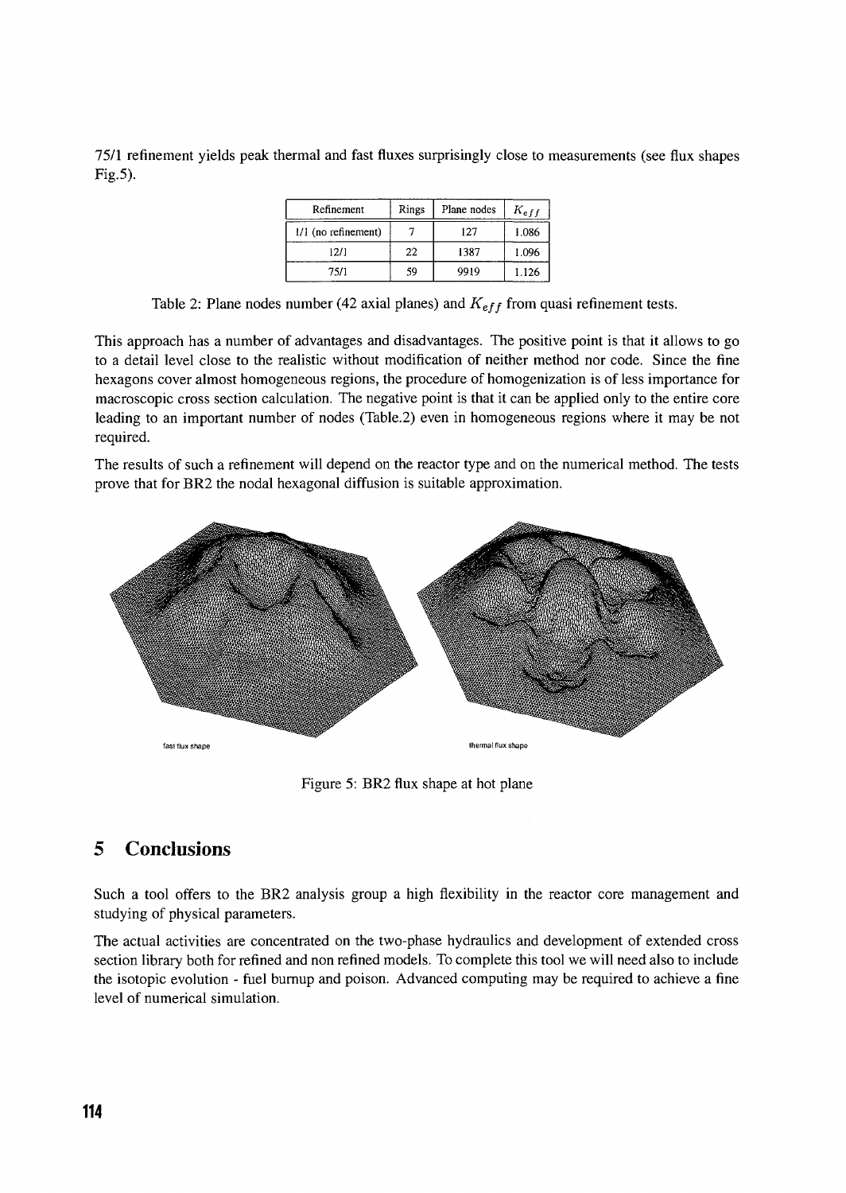75/1 refinement yields peak thermal and fast fluxes surprisingly close to measurements (see flux shapes Fig.5).

| Refinement | Rings | Plane nodes | $K_{eff}$ |
|---|---|---|---|
| 1/1 (no refinement) | 7 | 127 | 1.086 |
| 12/1 | 22 | 1387 | 1.096 |
| 75/1 | 59 | 9919 | 1.126 |

Table 2: Plane nodes number (42 axial planes) and $K_{eff}$ from quasi refinement tests.

This approach has a number of advantages and disadvantages. The positive point is that it allows to go to a detail level close to the realistic without modification of neither method nor code. Since the fine hexagons cover almost homogeneous regions, the procedure of homogenization is of less importance for macroscopic cross section calculation. The negative point is that it can be applied only to the entire core leading to an important number of nodes (Table.2) even in homogeneous regions where it may be not required.

The results of such a refinement will depend on the reactor type and on the numerical method. The tests prove that for BR2 the nodal hexagonal diffusion is suitable approximation.

fast flux shape

thermal flux shape

Figure 5: BR2 flux shape at hot plane

## 5 Conclusions

Such a tool offers to the BR2 analysis group a high flexibility in the reactor core management and studying of physical parameters.

The actual activities are concentrated on the two-phase hydraulics and development of extended cross section library both for refined and non refined models. To complete this tool we will need also to include the isotopic evolution - fuel burnup and poison. Advanced computing may be required to achieve a fine level of numerical simulation.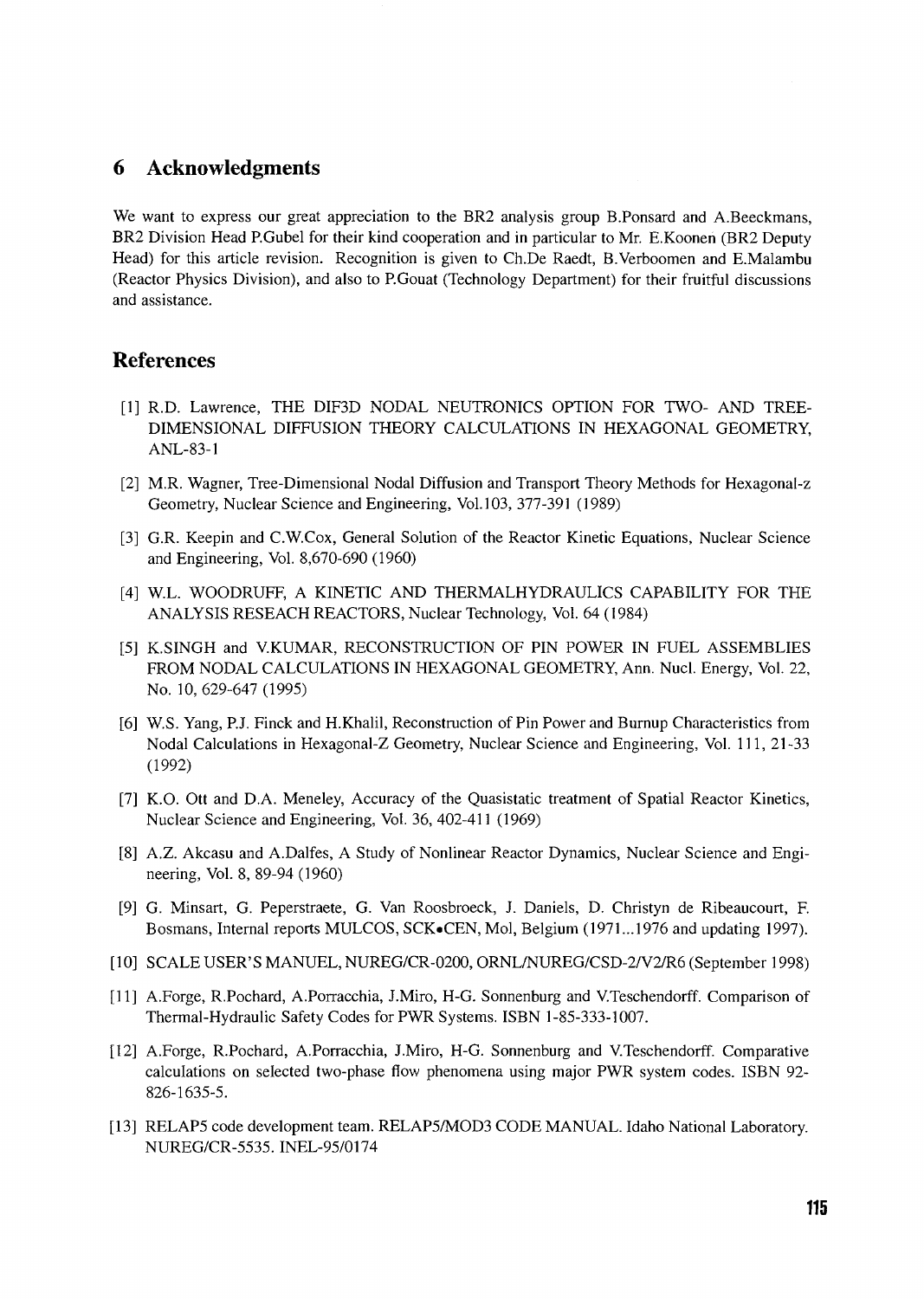## 6 Acknowledgments

We want to express our great appreciation to the BR2 analysis group B.Ponsard and A.Beeckmans, BR2 Division Head P.Gubel for their kind cooperation and in particular to Mr. E.Koonen (BR2 Deputy Head) for this article revision. Recognition is given to Ch.De Raedt, B.Verboomen and E.Malambu (Reactor Physics Division), and also to P.Gouat (Technology Department) for their fruitful discussions and assistance.

## References

[1] R.D. Lawrence, THE DIF3D NODAL NEUTRONICS OPTION FOR TWO- AND TREE-DIMENSIONAL DIFFUSION THEORY CALCULATIONS IN HEXAGONAL GEOMETRY, ANL-83-1

[2] M.R. Wagner, Tree-Dimensional Nodal Diffusion and Transport Theory Methods for Hexagonal-z Geometry, Nuclear Science and Engineering, Vol.103, 377-391 (1989)

[3] G.R. Keepin and C.W.Cox, General Solution of the Reactor Kinetic Equations, Nuclear Science and Engineering, Vol. 8,670-690 (1960)

[4] W.L. WOODRUFF, A KINETIC AND THERMALHYDRAULICS CAPABILITY FOR THE ANALYSIS RESEACH REACTORS, Nuclear Technology, Vol. 64 (1984)

[5] K.SINGH and V.KUMAR, RECONSTRUCTION OF PIN POWER IN FUEL ASSEMBLIES FROM NODAL CALCULATIONS IN HEXAGONAL GEOMETRY, Ann. Nucl. Energy, Vol. 22, No. 10, 629-647 (1995)

[6] W.S. Yang, P.J. Finck and H.Khalil, Reconstruction of Pin Power and Burnup Characteristics from Nodal Calculations in Hexagonal-Z Geometry, Nuclear Science and Engineering, Vol. 111, 21-33 (1992)

[7] K.O. Ott and D.A. Meneley, Accuracy of the Quasistatic treatment of Spatial Reactor Kinetics, Nuclear Science and Engineering, Vol. 36, 402-411 (1969)

[8] A.Z. Akcasu and A.Dalfes, A Study of Nonlinear Reactor Dynamics, Nuclear Science and Engineering, Vol. 8, 89-94 (1960)

[9] G. Minsart, G. Peperstraete, G. Van Roosbroeck, J. Daniels, D. Christyn de Ribeaucourt, F. Bosmans, Internal reports MULCOS, SCK•CEN, Mol, Belgium (1971...1976 and updating 1997).

[10] SCALE USER'S MANUEL, NUREG/CR-0200, ORNL/NUREG/CSD-2/V2/R6 (September 1998)

[11] A.Forge, R.Pochard, A.Porracchia, J.Miro, H-G. Sonnenburg and V.Teschendorff. Comparison of Thermal-Hydraulic Safety Codes for PWR Systems. ISBN 1-85-333-1007.

[12] A.Forge, R.Pochard, A.Porracchia, J.Miro, H-G. Sonnenburg and V.Teschendorff. Comparative calculations on selected two-phase flow phenomena using major PWR system codes. ISBN 92-826-1635-5.

[13] RELAP5 code development team. RELAP5/MOD3 CODE MANUAL. Idaho National Laboratory. NUREG/CR-5535. INEL-95/0174